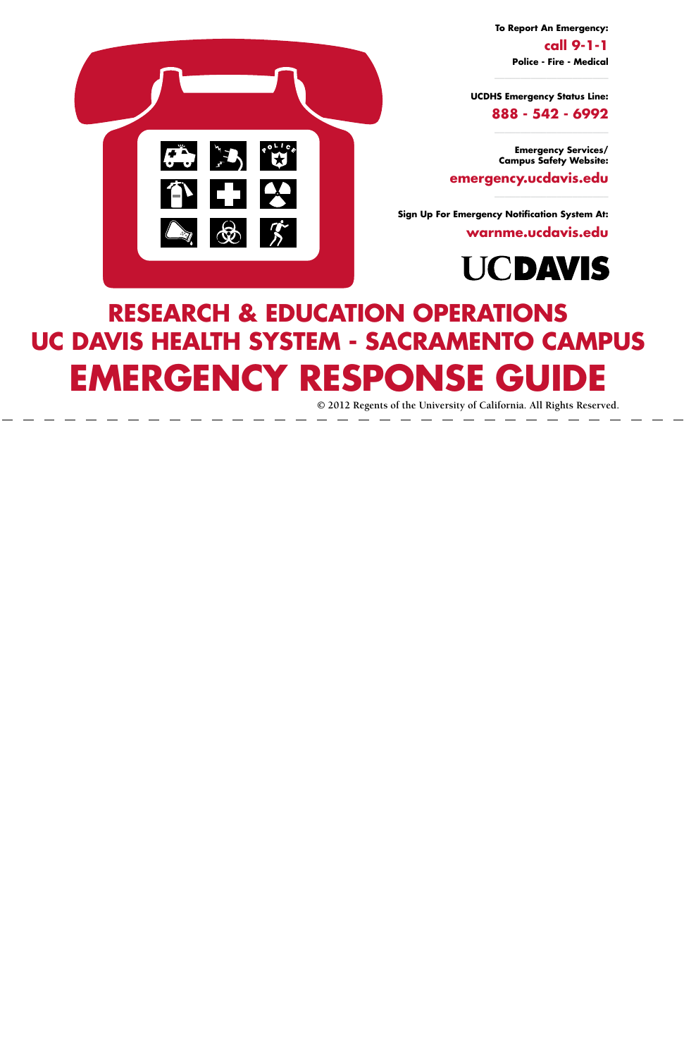**To Report An Emergency:**

**call 9-1-1**

**Police - Fire - Medical**

**UCDHS Emergency Status Line:**

**888 - 542 - 6992**

**Emergency Services/ Campus Safety Website:**

**emergency.ucdavis.edu**

**Sign Up For Emergency Notification System At:**

**warnme.ucdavis.edu**

UCDAVIS

# RESEARCH & EDUCATION OPERATIONS
# UC DAVIS HEALTH SYSTEM - SACRAMENTO CAMPUS
# EMERGENCY RESPONSE GUIDE

© 2012 Regents of the University of California. All Rights Reserved.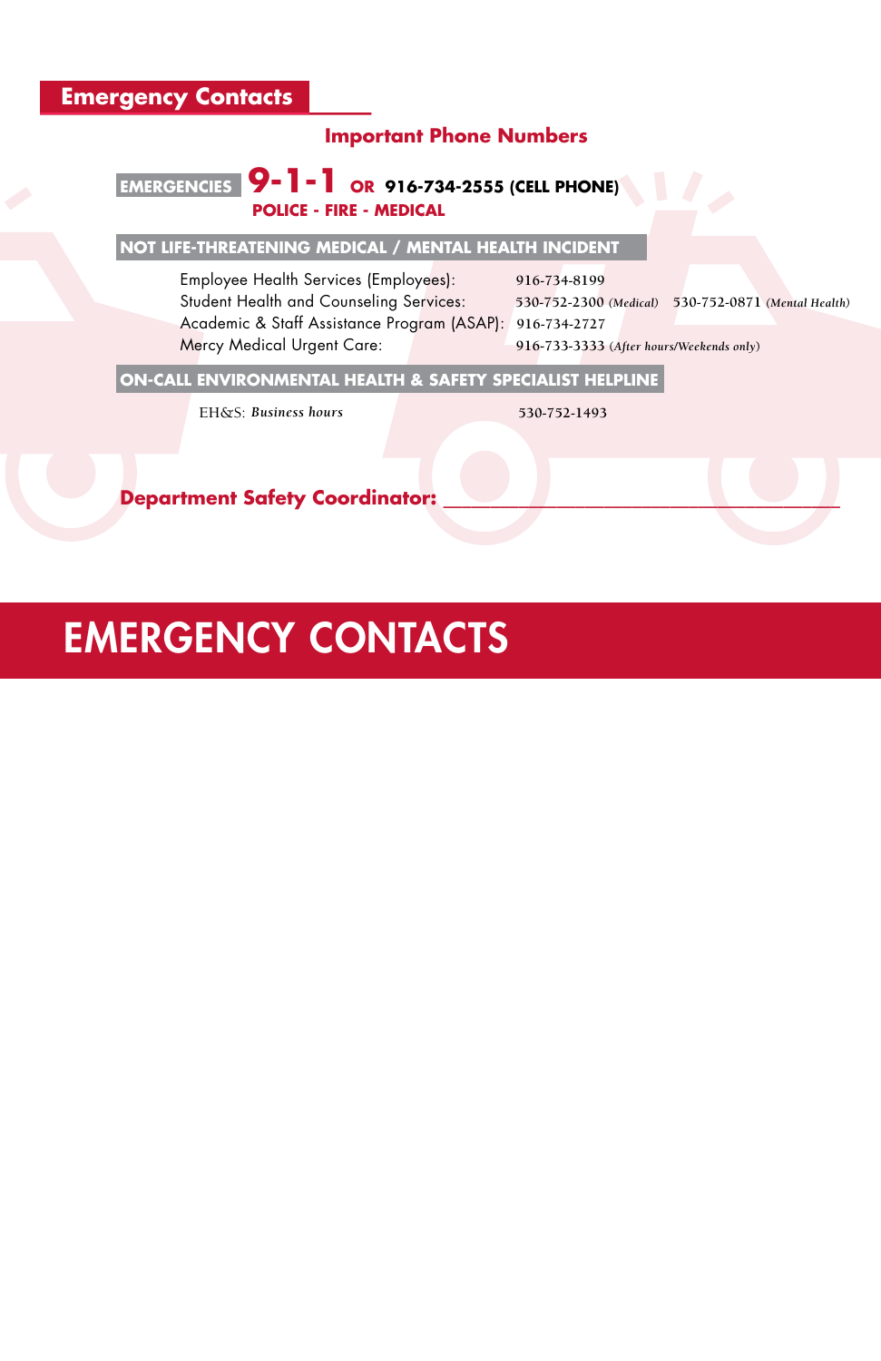## Emergency Contacts

### Important Phone Numbers

**EMERGENCIES** **9-1-1** **OR 916-734-2555 (CELL PHONE)**
**POLICE - FIRE - MEDICAL**

**NOT LIFE-THREATENING MEDICAL / MENTAL HEALTH INCIDENT**

| | |
|---|---|
| Employee Health Services (Employees): | 916-734-8199 |
| Student Health and Counseling Services: | 530-752-2300 *(Medical)* 530-752-0871 *(Mental Health)* |
| Academic & Staff Assistance Program (ASAP): | 916-734-2727 |
| Mercy Medical Urgent Care: | 916-733-3333 *(After hours/Weekends only)* |

**ON-CALL ENVIRONMENTAL HEALTH & SAFETY SPECIALIST HELPLINE**

| | |
|---|---|
| EH&S: *Business hours* | 530-752-1493 |

**Department Safety Coordinator:** ______________________________________

# EMERGENCY CONTACTS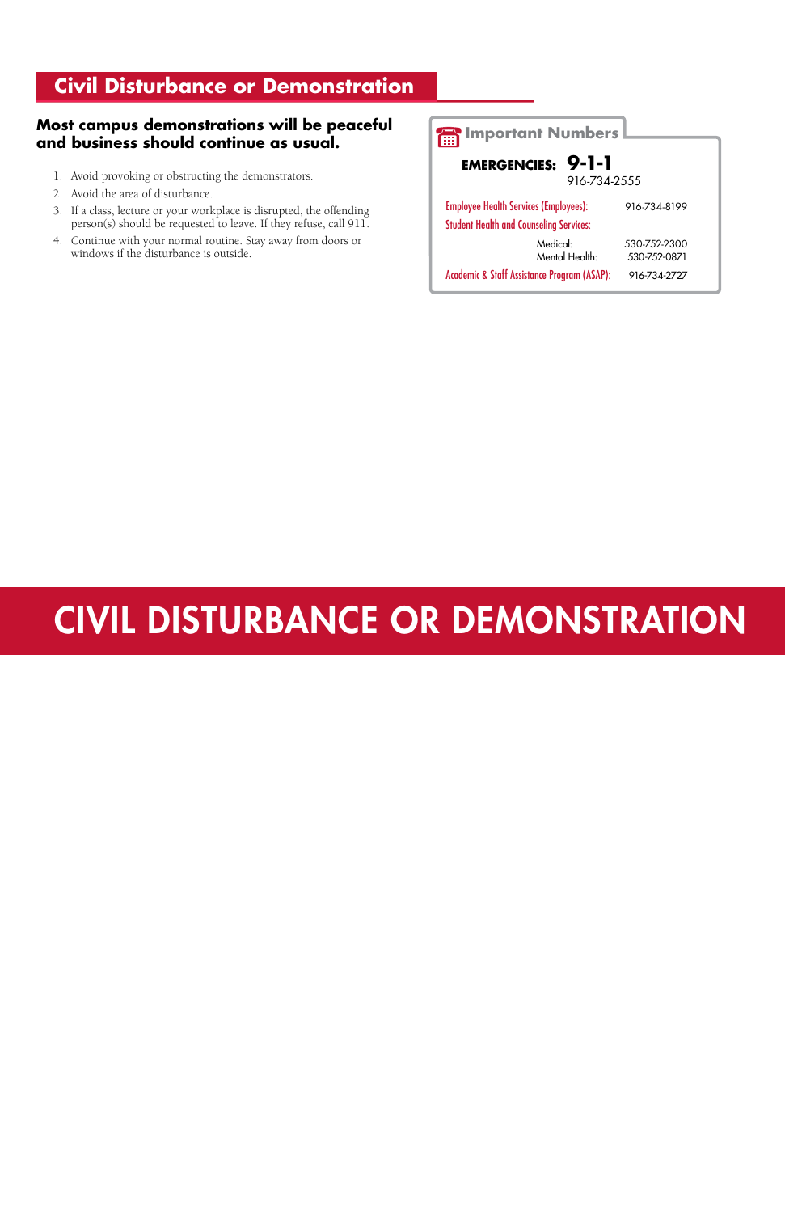## Civil Disturbance or Demonstration

**Most campus demonstrations will be peaceful and business should continue as usual.**

1. Avoid provoking or obstructing the demonstrators.
2. Avoid the area of disturbance.
3. If a class, lecture or your workplace is disrupted, the offending person(s) should be requested to leave. If they refuse, call 911.
4. Continue with your normal routine. Stay away from doors or windows if the disturbance is outside.

### Important Numbers

**EMERGENCIES: 9-1-1**
916-734-2555

| | |
|---|---|
| Employee Health Services (Employees): | 916-734-8199 |
| Student Health and Counseling Services: | |
| Medical: | 530-752-2300 |
| Mental Health: | 530-752-0871 |
| Academic & Staff Assistance Program (ASAP): | 916-734-2727 |

# CIVIL DISTURBANCE OR DEMONSTRATION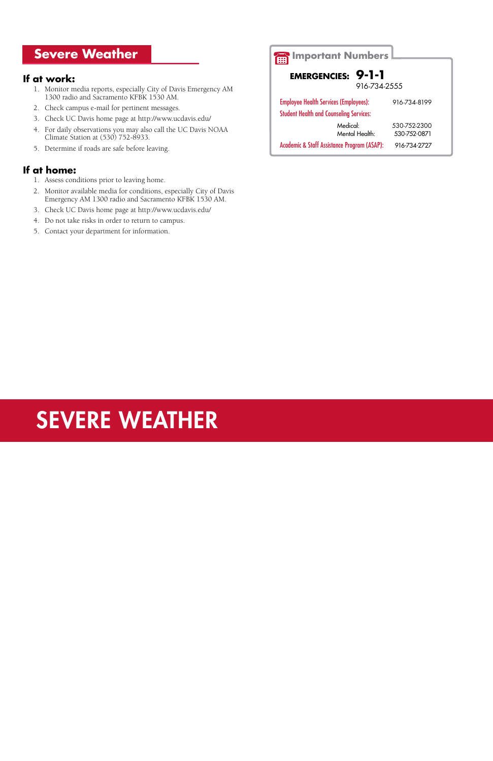## Severe Weather

### If at work:

1. Monitor media reports, especially City of Davis Emergency AM 1300 radio and Sacramento KFBK 1530 AM.
2. Check campus e-mail for pertinent messages.
3. Check UC Davis home page at http://www.ucdavis.edu/
4. For daily observations you may also call the UC Davis NOAA Climate Station at (530) 752-8933.
5. Determine if roads are safe before leaving.

### If at home:

1. Assess conditions prior to leaving home.
2. Monitor available media for conditions, especially City of Davis Emergency AM 1300 radio and Sacramento KFBK 1530 AM.
3. Check UC Davis home page at http://www.ucdavis.edu/
4. Do not take risks in order to return to campus.
5. Contact your department for information.

### Important Numbers

**EMERGENCIES: 9-1-1**
916-734-2555

| | |
|---|---|
| Employee Health Services (Employees): | 916-734-8199 |
| Student Health and Counseling Services: | |
| Medical: | 530-752-2300 |
| Mental Health: | 530-752-0871 |
| Academic & Staff Assistance Program (ASAP): | 916-734-2727 |

# SEVERE WEATHER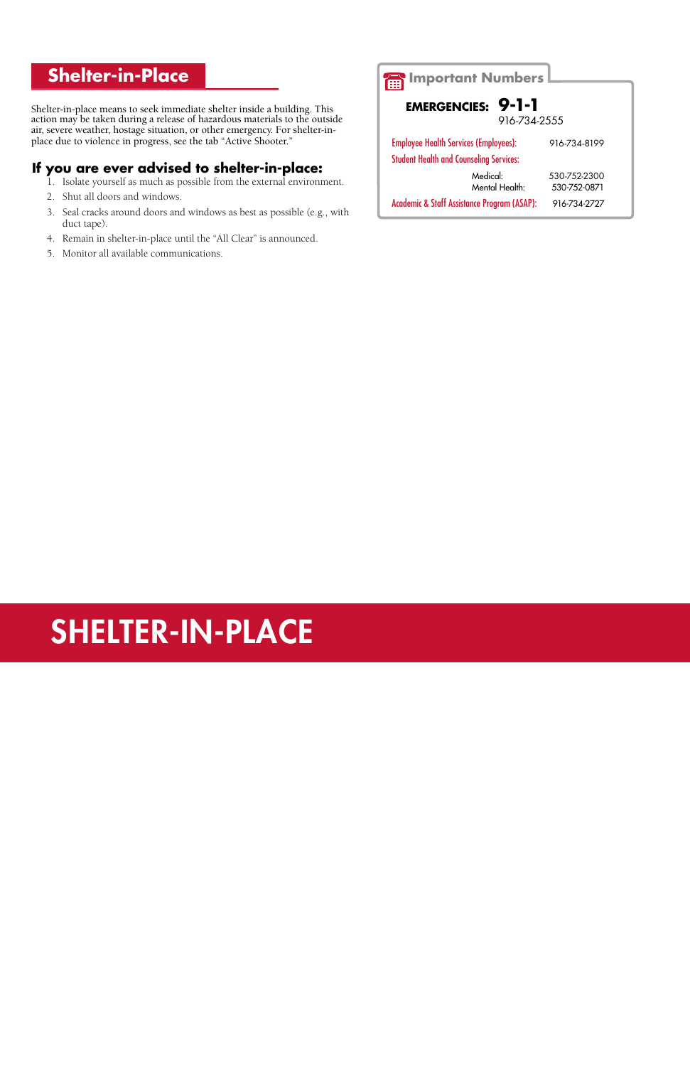## Shelter-in-Place

Shelter-in-place means to seek immediate shelter inside a building. This action may be taken during a release of hazardous materials to the outside air, severe weather, hostage situation, or other emergency. For shelter-in-place due to violence in progress, see the tab "Active Shooter."

### If you are ever advised to shelter-in-place:

1. Isolate yourself as much as possible from the external environment.
2. Shut all doors and windows.
3. Seal cracks around doors and windows as best as possible (e.g., with duct tape).
4. Remain in shelter-in-place until the "All Clear" is announced.
5. Monitor all available communications.

### Important Numbers

**EMERGENCIES: 9-1-1**
916-734-2555

| | |
|---|---|
| Employee Health Services (Employees): | 916-734-8199 |
| Student Health and Counseling Services: | |
| Medical: | 530-752-2300 |
| Mental Health: | 530-752-0871 |
| Academic & Staff Assistance Program (ASAP): | 916-734-2727 |

# SHELTER-IN-PLACE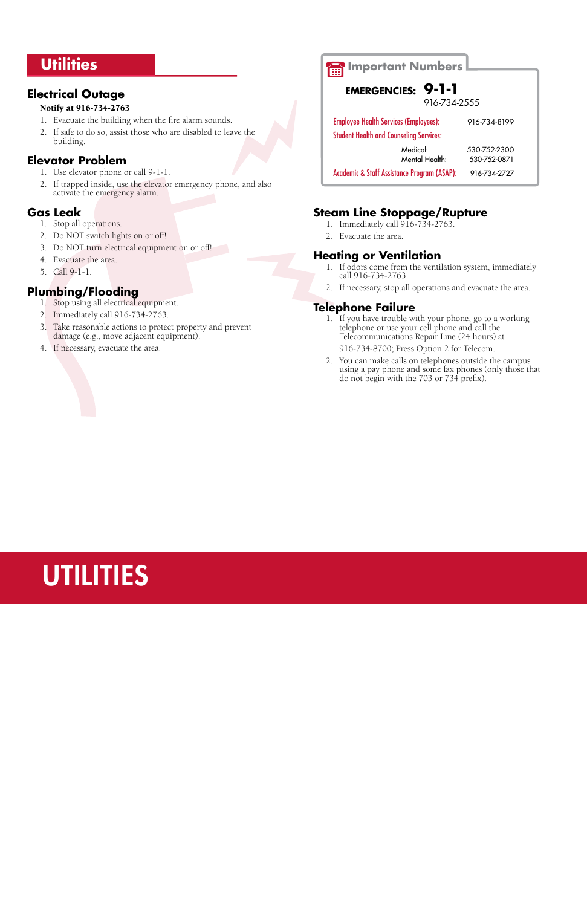# Utilities

## Electrical Outage

**Notify at 916-734-2763**

1. Evacuate the building when the fire alarm sounds.
2. If safe to do so, assist those who are disabled to leave the building.

## Elevator Problem

1. Use elevator phone or call 9-1-1.
2. If trapped inside, use the elevator emergency phone, and also activate the emergency alarm.

## Gas Leak

1. Stop all operations.
2. Do NOT switch lights on or off!
3. Do NOT turn electrical equipment on or off!
4. Evacuate the area.
5. Call 9-1-1.

## Plumbing/Flooding

1. Stop using all electrical equipment.
2. Immediately call 916-734-2763.
3. Take reasonable actions to protect property and prevent damage (e.g., move adjacent equipment).
4. If necessary, evacuate the area.

## Important Numbers

**EMERGENCIES: 9-1-1**
916-734-2555

| | |
|---|---|
| Employee Health Services (Employees): | 916-734-8199 |
| Student Health and Counseling Services: | |
| Medical: | 530-752-2300 |
| Mental Health: | 530-752-0871 |
| Academic & Staff Assistance Program (ASAP): | 916-734-2727 |

## Steam Line Stoppage/Rupture

1. Immediately call 916-734-2763.
2. Evacuate the area.

## Heating or Ventilation

1. If odors come from the ventilation system, immediately call 916-734-2763.
2. If necessary, stop all operations and evacuate the area.

## Telephone Failure

1. If you have trouble with your phone, go to a working telephone or use your cell phone and call the Telecommunications Repair Line (24 hours) at 916-734-8700; Press Option 2 for Telecom.
2. You can make calls on telephones outside the campus using a pay phone and some fax phones (only those that do not begin with the 703 or 734 prefix).

# UTILITIES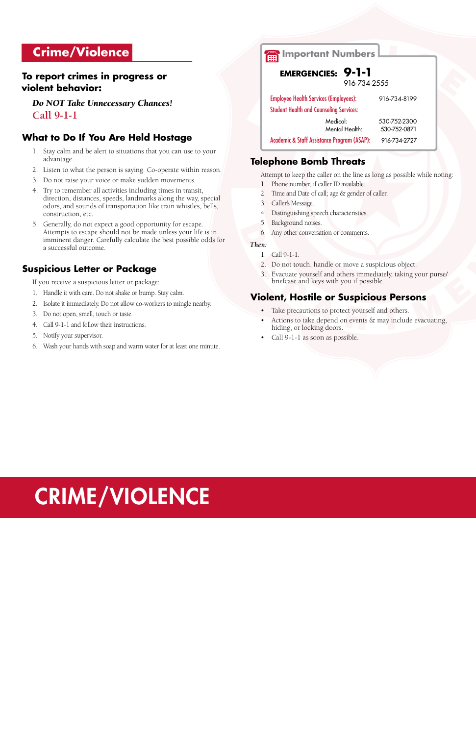# Crime/Violence

## To report crimes in progress or violent behavior:

***Do NOT Take Unnecessary Chances!***
**Call 9-1-1**

## What to Do If You Are Held Hostage

1. Stay calm and be alert to situations that you can use to your advantage.
2. Listen to what the person is saying. Co-operate within reason.
3. Do not raise your voice or make sudden movements.
4. Try to remember all activities including times in transit, direction, distances, speeds, landmarks along the way, special odors, and sounds of transportation like train whistles, bells, construction, etc.
5. Generally, do not expect a good opportunity for escape. Attempts to escape should not be made unless your life is in imminent danger. Carefully calculate the best possible odds for a successful outcome.

## Suspicious Letter or Package

If you receive a suspicious letter or package:

1. Handle it with care. Do not shake or bump. Stay calm.
2. Isolate it immediately. Do not allow co-workers to mingle nearby.
3. Do not open, smell, touch or taste.
4. Call 9-1-1 and follow their instructions.
5. Notify your supervisor.
6. Wash your hands with soap and warm water for at least one minute.

## Important Numbers

**EMERGENCIES: 9-1-1**
916-734-2555

| | |
|---|---|
| Employee Health Services (Employees): | 916-734-8199 |
| Student Health and Counseling Services: | |
| Medical: | 530-752-2300 |
| Mental Health: | 530-752-0871 |
| Academic & Staff Assistance Program (ASAP): | 916-734-2727 |

## Telephone Bomb Threats

Attempt to keep the caller on the line as long as possible while noting:

1. Phone number, if caller ID available.
2. Time and Date of call; age & gender of caller.
3. Caller's Message.
4. Distinguishing speech characteristics.
5. Background noises.
6. Any other conversation or comments.

*Then:*

1. Call 9-1-1.
2. Do not touch, handle or move a suspicious object.
3. Evacuate yourself and others immediately, taking your purse/briefcase and keys with you if possible.

## Violent, Hostile or Suspicious Persons

- Take precautions to protect yourself and others.
- Actions to take depend on events & may include evacuating, hiding, or locking doors.
- Call 9-1-1 as soon as possible.

# CRIME/VIOLENCE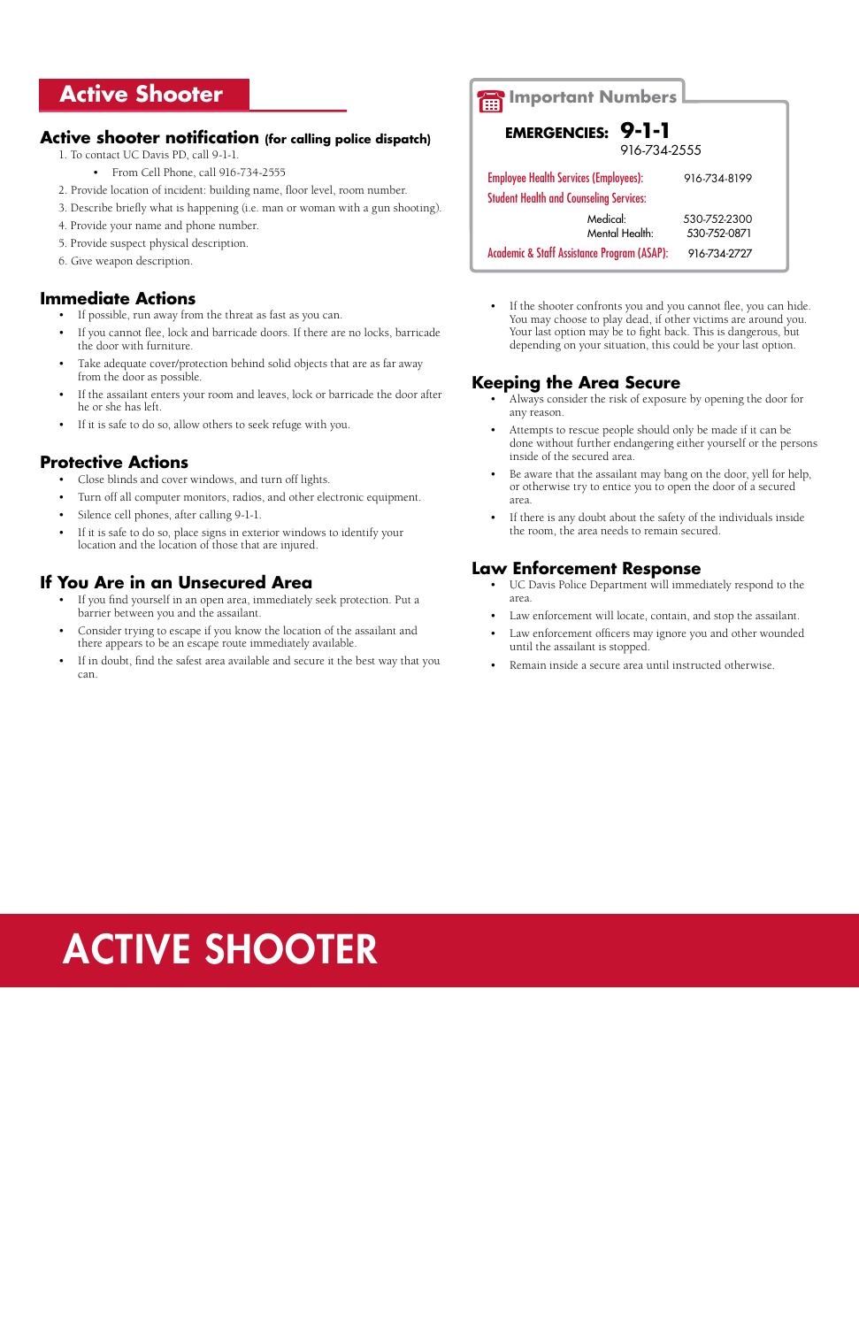# Active Shooter

## Active shooter notification (for calling police dispatch)

1. To contact UC Davis PD, call 9-1-1.
   - From Cell Phone, call 916-734-2555
2. Provide location of incident: building name, floor level, room number.
3. Describe briefly what is happening (i.e. man or woman with a gun shooting).
4. Provide your name and phone number.
5. Provide suspect physical description.
6. Give weapon description.

## Immediate Actions

- If possible, run away from the threat as fast as you can.
- If you cannot flee, lock and barricade doors. If there are no locks, barricade the door with furniture.
- Take adequate cover/protection behind solid objects that are as far away from the door as possible.
- If the assailant enters your room and leaves, lock or barricade the door after he or she has left.
- If it is safe to do so, allow others to seek refuge with you.

## Protective Actions

- Close blinds and cover windows, and turn off lights.
- Turn off all computer monitors, radios, and other electronic equipment.
- Silence cell phones, after calling 9-1-1.
- If it is safe to do so, place signs in exterior windows to identify your location and the location of those that are injured.

## If You Are in an Unsecured Area

- If you find yourself in an open area, immediately seek protection. Put a barrier between you and the assailant.
- Consider trying to escape if you know the location of the assailant and there appears to be an escape route immediately available.
- If in doubt, find the safest area available and secure it the best way that you can.

## Important Numbers

**EMERGENCIES: 9-1-1**
916-734-2555

| | |
|---|---|
| Employee Health Services (Employees): | 916-734-8199 |
| Student Health and Counseling Services: | |
| Medical: | 530-752-2300 |
| Mental Health: | 530-752-0871 |
| Academic & Staff Assistance Program (ASAP): | 916-734-2727 |

- If the shooter confronts you and you cannot flee, you can hide. You may choose to play dead, if other victims are around you. Your last option may be to fight back. This is dangerous, but depending on your situation, this could be your last option.

## Keeping the Area Secure

- Always consider the risk of exposure by opening the door for any reason.
- Attempts to rescue people should only be made if it can be done without further endangering either yourself or the persons inside of the secured area.
- Be aware that the assailant may bang on the door, yell for help, or otherwise try to entice you to open the door of a secured area.
- If there is any doubt about the safety of the individuals inside the room, the area needs to remain secured.

## Law Enforcement Response

- UC Davis Police Department will immediately respond to the area.
- Law enforcement will locate, contain, and stop the assailant.
- Law enforcement officers may ignore you and other wounded until the assailant is stopped.
- Remain inside a secure area until instructed otherwise.

# ACTIVE SHOOTER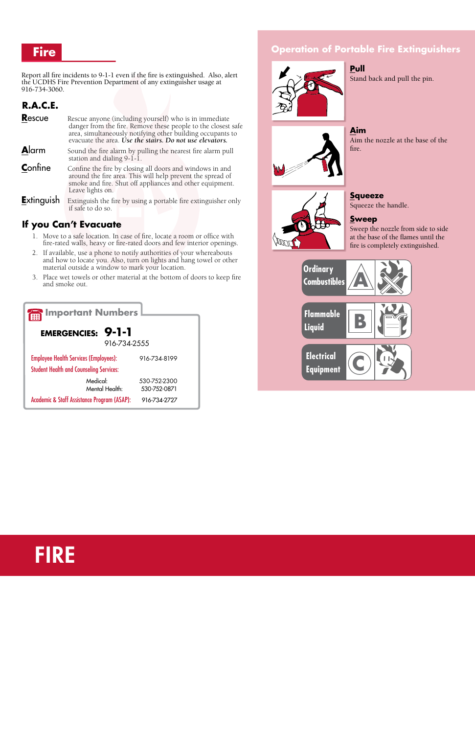# Fire

Report all fire incidents to 9-1-1 even if the fire is extinguished. Also, alert the UCDHS Fire Prevention Department of any extinguisher usage at 916-734-3060.

## R.A.C.E.

**R**escue — Rescue anyone (including yourself) who is in immediate danger from the fire. Remove these people to the closest safe area, simultaneously notifying other building occupants to evacuate the area. ***Use the stairs. Do not use elevators.***

**A**larm — Sound the fire alarm by pulling the nearest fire alarm pull station and dialing 9-1-1.

**C**onfine — Confine the fire by closing all doors and windows in and around the fire area. This will help prevent the spread of smoke and fire. Shut off appliances and other equipment. Leave lights on.

**E**xtinguish — Extinguish the fire by using a portable fire extinguisher only if safe to do so.

## If you Can't Evacuate

1. Move to a safe location. In case of fire, locate a room or office with fire-rated walls, heavy or fire-rated doors and few interior openings.
2. If available, use a phone to notify authorities of your whereabouts and how to locate you. Also, turn on lights and hang towel or other material outside a window to mark your location.
3. Place wet towels or other material at the bottom of doors to keep fire and smoke out.

## Important Numbers

**EMERGENCIES: 9-1-1**
916-734-2555

| | |
|---|---|
| Employee Health Services (Employees): | 916-734-8199 |
| Student Health and Counseling Services: | |
| Medical: | 530-752-2300 |
| Mental Health: | 530-752-0871 |
| Academic & Staff Assistance Program (ASAP): | 916-734-2727 |

## Operation of Portable Fire Extinguishers

**Pull**
Stand back and pull the pin.

**Aim**
Aim the nozzle at the base of the fire.

**Squeeze**
Squeeze the handle.

**Sweep**
Sweep the nozzle from side to side at the base of the flames until the fire is completely extinguished.

- **A** — Ordinary Combustibles
- **B** — Flammable Liquid
- **C** — Electrical Equipment

# FIRE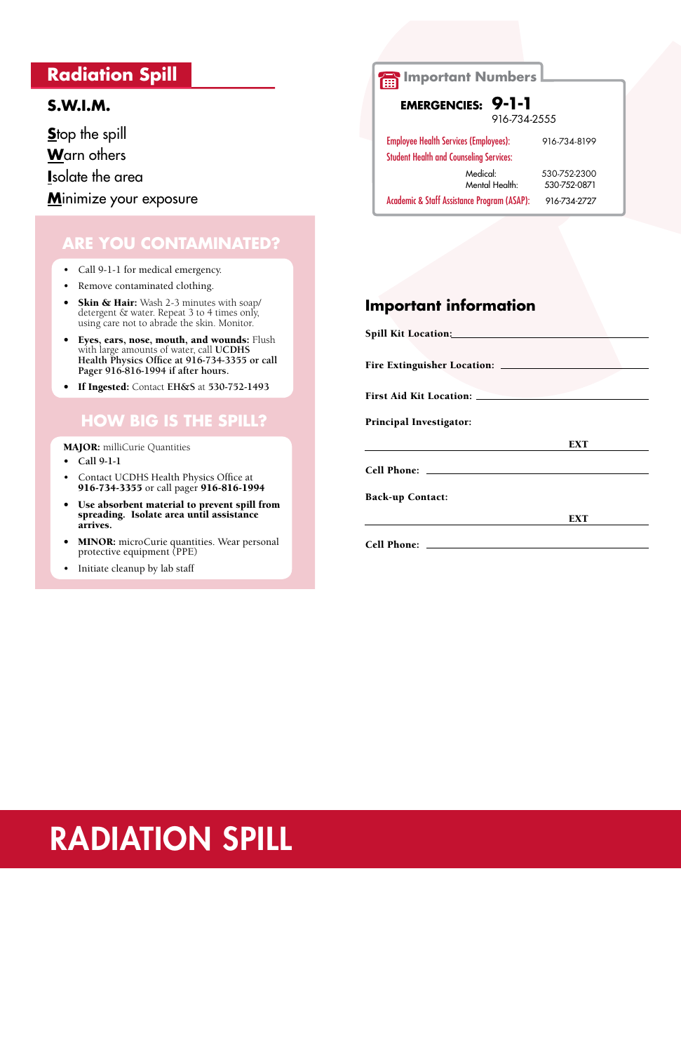## Radiation Spill

### S.W.I.M.

**S**top the spill
**W**arn others
**I**solate the area
**M**inimize your exposure

### ARE YOU CONTAMINATED?

- Call 9-1-1 for medical emergency.
- Remove contaminated clothing.
- **Skin & Hair:** Wash 2-3 minutes with soap/ detergent & water. Repeat 3 to 4 times only, using care not to abrade the skin. Monitor.
- **Eyes, ears, nose, mouth, and wounds:** Flush with large amounts of water, call **UCDHS Health Physics Office at 916-734-3355 or call Pager 916-816-1994 if after hours.**
- **If Ingested:** Contact **EH&S** at **530-752-1493**

### HOW BIG IS THE SPILL?

**MAJOR:** milliCurie Quantities

- Call 9-1-1
- Contact UCDHS Health Physics Office at **916-734-3355** or call pager **916-816-1994**
- **Use absorbent material to prevent spill from spreading. Isolate area until assistance arrives.**
- **MINOR:** microCurie quantities. Wear personal protective equipment (PPE)
- Initiate cleanup by lab staff

### Important Numbers

**EMERGENCIES: 9-1-1**
916-734-2555

| | |
|---|---|
| Employee Health Services (Employees): | 916-734-8199 |
| Student Health and Counseling Services: | |
| Medical: | 530-752-2300 |
| Mental Health: | 530-752-0871 |
| Academic & Staff Assistance Program (ASAP): | 916-734-2727 |

## Important information

**Spill Kit Location:** ____________________

**Fire Extinguisher Location:** ____________________

**First Aid Kit Location:** ____________________

**Principal Investigator:**

____________________ **EXT**

**Cell Phone:** ____________________

**Back-up Contact:**

____________________ **EXT**

**Cell Phone:** ____________________

# RADIATION SPILL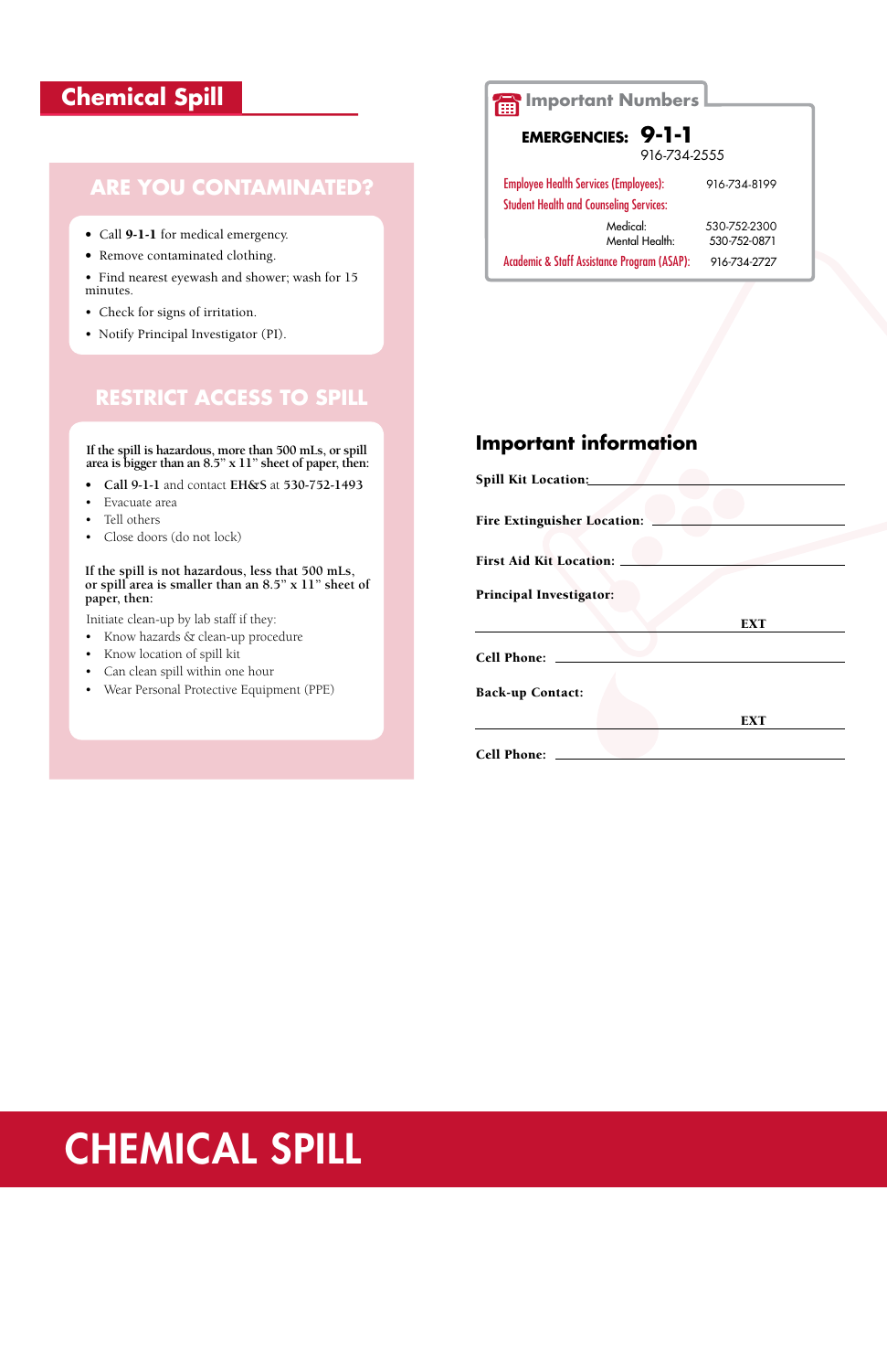# Chemical Spill

## ARE YOU CONTAMINATED?

- Call **9-1-1** for medical emergency.
- Remove contaminated clothing.
- Find nearest eyewash and shower; wash for 15 minutes.
- Check for signs of irritation.
- Notify Principal Investigator (PI).

## RESTRICT ACCESS TO SPILL

**If the spill is hazardous, more than 500 mLs, or spill area is bigger than an 8.5" x 11" sheet of paper, then:**

- **Call 9-1-1** and contact **EH&S** at **530-752-1493**
- Evacuate area
- Tell others
- Close doors (do not lock)

**If the spill is not hazardous, less that 500 mLs, or spill area is smaller than an 8.5" x 11" sheet of paper, then:**

Initiate clean-up by lab staff if they:

- Know hazards & clean-up procedure
- Know location of spill kit
- Can clean spill within one hour
- Wear Personal Protective Equipment (PPE)

## Important Numbers

**EMERGENCIES: 9-1-1**
916-734-2555

| | | |
|---|---|---|
| Employee Health Services (Employees): | | 916-734-8199 |
| Student Health and Counseling Services: | | |
| | Medical: | 530-752-2300 |
| | Mental Health: | 530-752-0871 |
| Academic & Staff Assistance Program (ASAP): | | 916-734-2727 |

## Important information

**Spill Kit Location:** ______________________

**Fire Extinguisher Location:** ______________________

**First Aid Kit Location:** ______________________

**Principal Investigator:**

______________________ **EXT** ________

**Cell Phone:** ______________________

**Back-up Contact:**

______________________ **EXT** ________

**Cell Phone:** ______________________

# CHEMICAL SPILL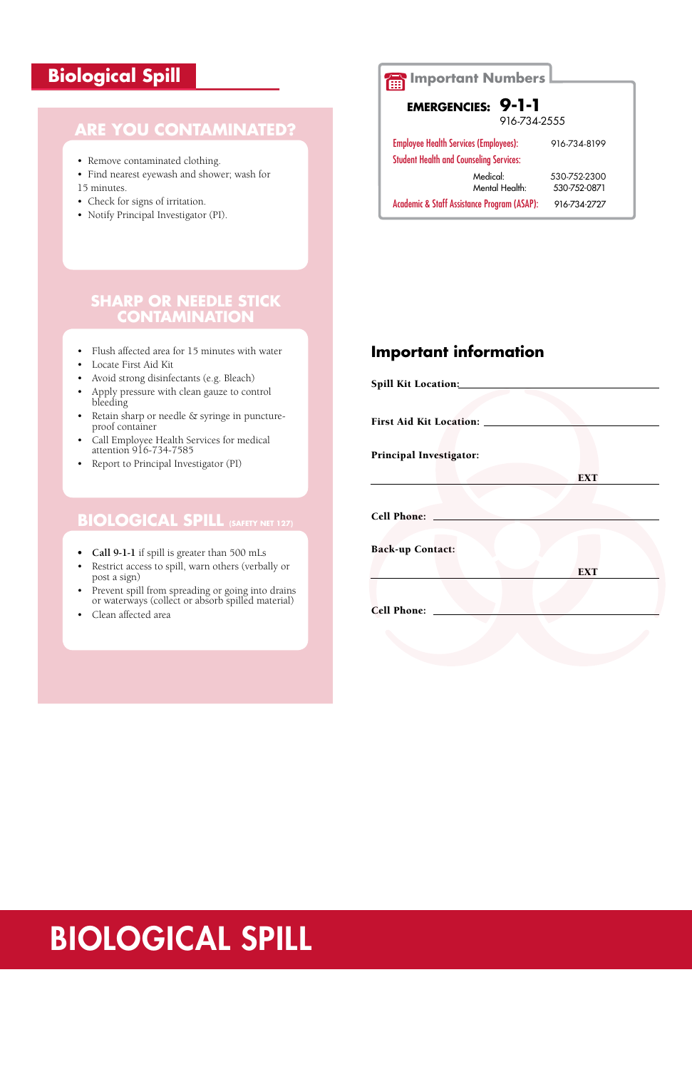# Biological Spill

## ARE YOU CONTAMINATED?

- Remove contaminated clothing.
- Find nearest eyewash and shower; wash for 15 minutes.
- Check for signs of irritation.
- Notify Principal Investigator (PI).

## SHARP OR NEEDLE STICK CONTAMINATION

- Flush affected area for 15 minutes with water
- Locate First Aid Kit
- Avoid strong disinfectants (e.g. Bleach)
- Apply pressure with clean gauze to control bleeding
- Retain sharp or needle & syringe in puncture-proof container
- Call Employee Health Services for medical attention 916-734-7585
- Report to Principal Investigator (PI)

## BIOLOGICAL SPILL (SAFETY NET 127)

- **Call 9-1-1** if spill is greater than 500 mLs
- Restrict access to spill, warn others (verbally or post a sign)
- Prevent spill from spreading or going into drains or waterways (collect or absorb spilled material)
- Clean affected area

## Important Numbers

**EMERGENCIES: 9-1-1**
916-734-2555

| | |
|---|---|
| Employee Health Services (Employees): | 916-734-8199 |
| Student Health and Counseling Services: | |
| Medical: | 530-752-2300 |
| Mental Health: | 530-752-0871 |
| Academic & Staff Assistance Program (ASAP): | 916-734-2727 |

## Important information

**Spill Kit Location:** ____________________

**First Aid Kit Location:** ____________________

**Principal Investigator:**

____________________ **EXT** __________

**Cell Phone:** ____________________

**Back-up Contact:**

____________________ **EXT** __________

**Cell Phone:** ____________________

# BIOLOGICAL SPILL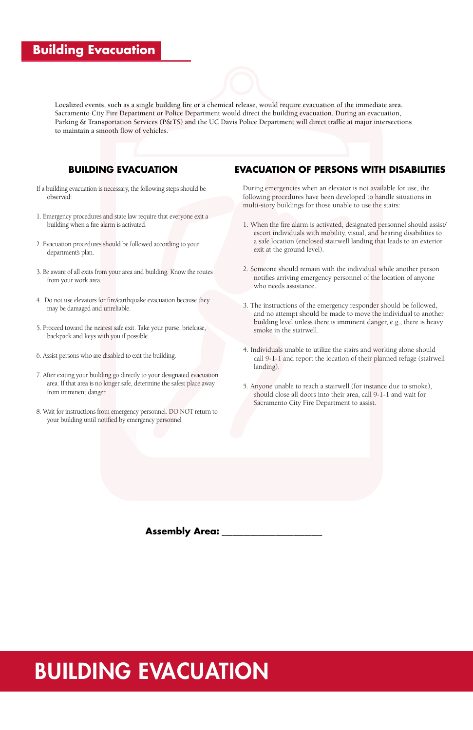# Building Evacuation

Localized events, such as a single building fire or a chemical release, would require evacuation of the immediate area. Sacramento City Fire Department or Police Department would direct the building evacuation. During an evacuation, Parking & Transportation Services (P&TS) and the UC Davis Police Department will direct traffic at major intersections to maintain a smooth flow of vehicles.

## BUILDING EVACUATION

If a building evacuation is necessary, the following steps should be observed:

1. Emergency procedures and state law require that everyone exit a building when a fire alarm is activated.
2. Evacuation procedures should be followed according to your department's plan.
3. Be aware of all exits from your area and building. Know the routes from your work area.
4. Do not use elevators for fire/earthquake evacuation because they may be damaged and unreliable.
5. Proceed toward the nearest safe exit. Take your purse, briefcase, backpack and keys with you if possible.
6. Assist persons who are disabled to exit the building.
7. After exiting your building go directly to your designated evacuation area. If that area is no longer safe, determine the safest place away from imminent danger.
8. Wait for instructions from emergency personnel. DO NOT return to your building until notified by emergency personnel

## EVACUATION OF PERSONS WITH DISABILITIES

During emergencies when an elevator is not available for use, the following procedures have been developed to handle situations in multi-story buildings for those unable to use the stairs:

1. When the fire alarm is activated, designated personnel should assist/escort individuals with mobility, visual, and hearing disabilities to a safe location (enclosed stairwell landing that leads to an exterior exit at the ground level).
2. Someone should remain with the individual while another person notifies arriving emergency personnel of the location of anyone who needs assistance.
3. The instructions of the emergency responder should be followed, and no attempt should be made to move the individual to another building level unless there is imminent danger, e.g., there is heavy smoke in the stairwell.
4. Individuals unable to utilize the stairs and working alone should call 9-1-1 and report the location of their planned refuge (stairwell landing).
5. Anyone unable to reach a stairwell (for instance due to smoke), should close all doors into their area, call 9-1-1 and wait for Sacramento City Fire Department to assist.

**Assembly Area: ____________________**

# BUILDING EVACUATION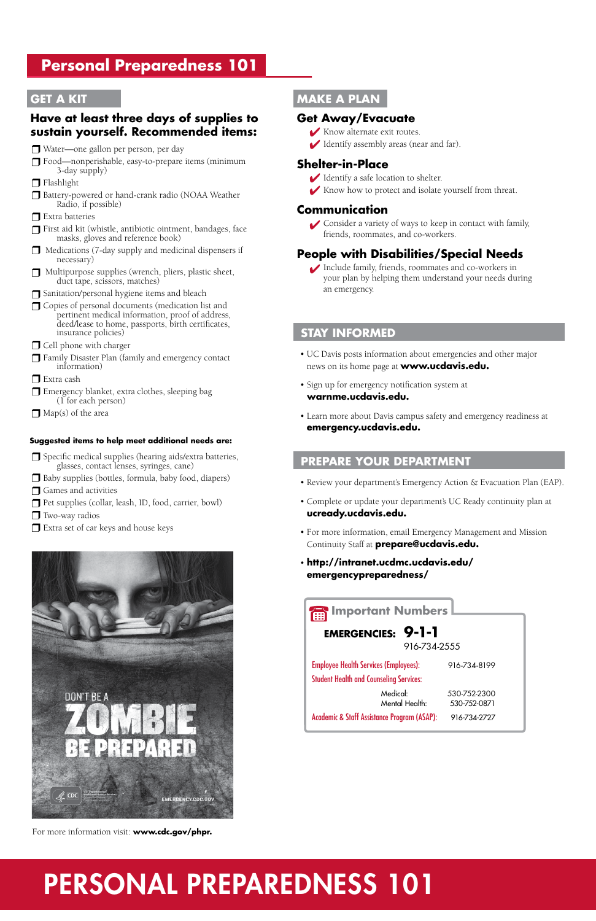# Personal Preparedness 101

## GET A KIT

### Have at least three days of supplies to sustain yourself. Recommended items:

- ❒ Water—one gallon per person, per day
- ❒ Food—nonperishable, easy-to-prepare items (minimum 3-day supply)
- ❒ Flashlight
- ❒ Battery-powered or hand-crank radio (NOAA Weather Radio, if possible)
- ❒ Extra batteries
- ❒ First aid kit (whistle, antibiotic ointment, bandages, face masks, gloves and reference book)
- ❒ Medications (7-day supply and medicinal dispensers if necessary)
- ❒ Multipurpose supplies (wrench, pliers, plastic sheet, duct tape, scissors, matches)
- ❒ Sanitation/personal hygiene items and bleach
- ❒ Copies of personal documents (medication list and pertinent medical information, proof of address, deed/lease to home, passports, birth certificates, insurance policies)
- ❒ Cell phone with charger
- ❒ Family Disaster Plan (family and emergency contact information)
- ❒ Extra cash
- ❒ Emergency blanket, extra clothes, sleeping bag (1 for each person)
- ❒ Map(s) of the area

**Suggested items to help meet additional needs are:**

- ❒ Specific medical supplies (hearing aids/extra batteries, glasses, contact lenses, syringes, cane)
- ❒ Baby supplies (bottles, formula, baby food, diapers)
- ❒ Games and activities
- ❒ Pet supplies (collar, leash, ID, food, carrier, bowl)
- ❒ Two-way radios
- ❒ Extra set of car keys and house keys

DON'T BE A ZOMBIE BE PREPARED

For more information visit: **www.cdc.gov/phpr.**

## MAKE A PLAN

### Get Away/Evacuate

- ✔ Know alternate exit routes.
- ✔ Identify assembly areas (near and far).

### Shelter-in-Place

- ✔ Identify a safe location to shelter.
- ✔ Know how to protect and isolate yourself from threat.

### Communication

- ✔ Consider a variety of ways to keep in contact with family, friends, roommates, and co-workers.

### People with Disabilities/Special Needs

- ✔ Include family, friends, roommates and co-workers in your plan by helping them understand your needs during an emergency.

## STAY INFORMED

- UC Davis posts information about emergencies and other major news on its home page at **www.ucdavis.edu.**
- Sign up for emergency notification system at **warnme.ucdavis.edu.**
- Learn more about Davis campus safety and emergency readiness at **emergency.ucdavis.edu.**

## PREPARE YOUR DEPARTMENT

- Review your department's Emergency Action & Evacuation Plan (EAP).
- Complete or update your department's UC Ready continuity plan at **ucready.ucdavis.edu.**
- For more information, email Emergency Management and Mission Continuity Staff at **prepare@ucdavis.edu.**
- **http://intranet.ucdmc.ucdavis.edu/emergencypreparedness/**

### Important Numbers

**EMERGENCIES: 9-1-1**
916-734-2555

| | | |
|---|---|---|
| Employee Health Services (Employees): | | 916-734-8199 |
| Student Health and Counseling Services: | | |
| | Medical: | 530-752-2300 |
| | Mental Health: | 530-752-0871 |
| Academic & Staff Assistance Program (ASAP): | | 916-734-2727 |

# PERSONAL PREPAREDNESS 101